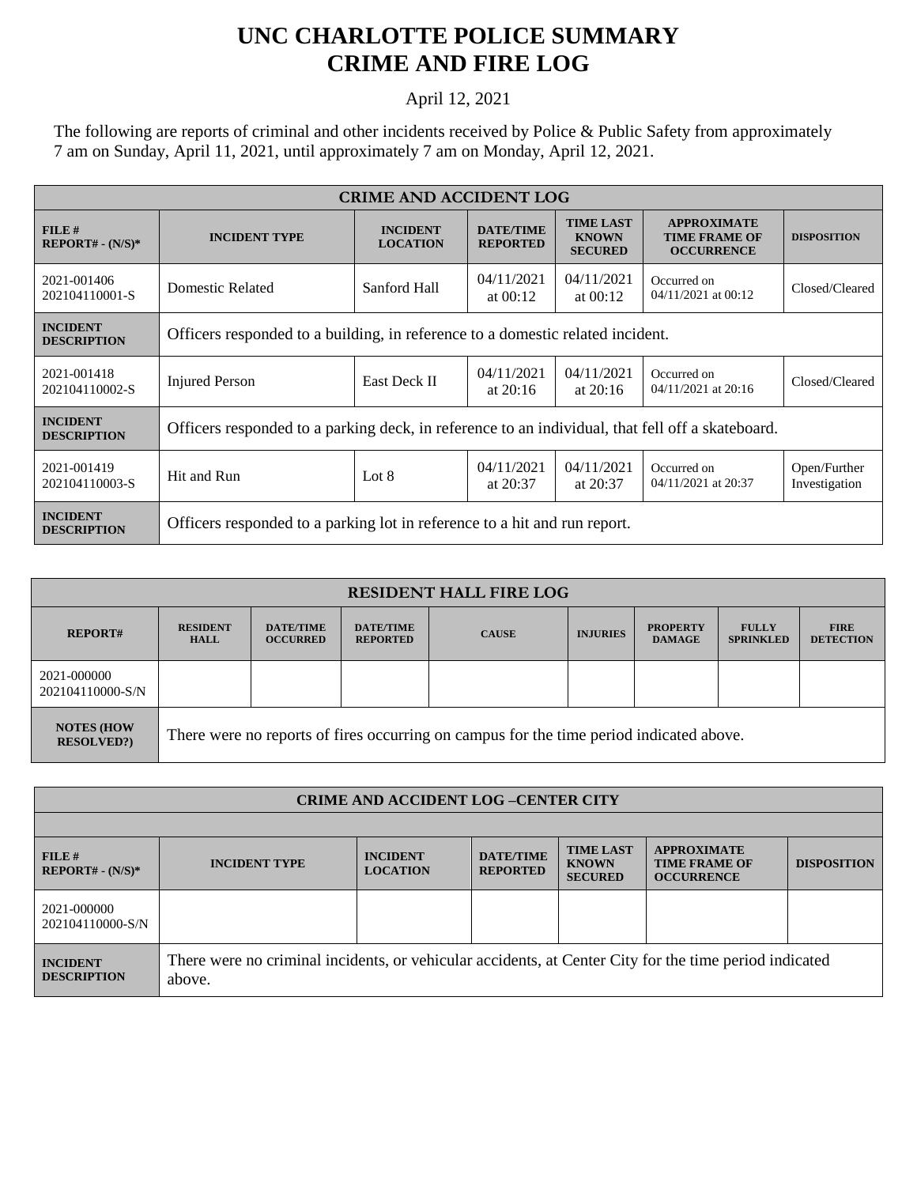# UNC CHARLOTTE POLICE SUMMARY
# CRIME AND FIRE LOG

April 12, 2021

The following are reports of criminal and other incidents received by Police & Public Safety from approximately 7 am on Sunday, April 11, 2021, until approximately 7 am on Monday, April 12, 2021.

| CRIME AND ACCIDENT LOG | | | | | | |
|---|---|---|---|---|---|---|
| **FILE # REPORT# - (N/S)*** | **INCIDENT TYPE** | **INCIDENT LOCATION** | **DATE/TIME REPORTED** | **TIME LAST KNOWN SECURED** | **APPROXIMATE TIME FRAME OF OCCURRENCE** | **DISPOSITION** |
| 2021-001406 202104110001-S | Domestic Related | Sanford Hall | 04/11/2021 at 00:12 | 04/11/2021 at 00:12 | Occurred on 04/11/2021 at 00:12 | Closed/Cleared |
| **INCIDENT DESCRIPTION** | Officers responded to a building, in reference to a domestic related incident. | | | | | |
| 2021-001418 202104110002-S | Injured Person | East Deck II | 04/11/2021 at 20:16 | 04/11/2021 at 20:16 | Occurred on 04/11/2021 at 20:16 | Closed/Cleared |
| **INCIDENT DESCRIPTION** | Officers responded to a parking deck, in reference to an individual, that fell off a skateboard. | | | | | |
| 2021-001419 202104110003-S | Hit and Run | Lot 8 | 04/11/2021 at 20:37 | 04/11/2021 at 20:37 | Occurred on 04/11/2021 at 20:37 | Open/Further Investigation |
| **INCIDENT DESCRIPTION** | Officers responded to a parking lot in reference to a hit and run report. | | | | | |

| RESIDENT HALL FIRE LOG | | | | | | | | |
|---|---|---|---|---|---|---|---|---|
| **REPORT#** | **RESIDENT HALL** | **DATE/TIME OCCURRED** | **DATE/TIME REPORTED** | **CAUSE** | **INJURIES** | **PROPERTY DAMAGE** | **FULLY SPRINKLED** | **FIRE DETECTION** |
| 2021-000000 202104110000-S/N | | | | | | | | |
| **NOTES (HOW RESOLVED?)** | There were no reports of fires occurring on campus for the time period indicated above. | | | | | | | |

| CRIME AND ACCIDENT LOG –CENTER CITY | | | | | | |
|---|---|---|---|---|---|---|
| **FILE # REPORT# - (N/S)*** | **INCIDENT TYPE** | **INCIDENT LOCATION** | **DATE/TIME REPORTED** | **TIME LAST KNOWN SECURED** | **APPROXIMATE TIME FRAME OF OCCURRENCE** | **DISPOSITION** |
| 2021-000000 202104110000-S/N | | | | | | |
| **INCIDENT DESCRIPTION** | There were no criminal incidents, or vehicular accidents, at Center City for the time period indicated above. | | | | | |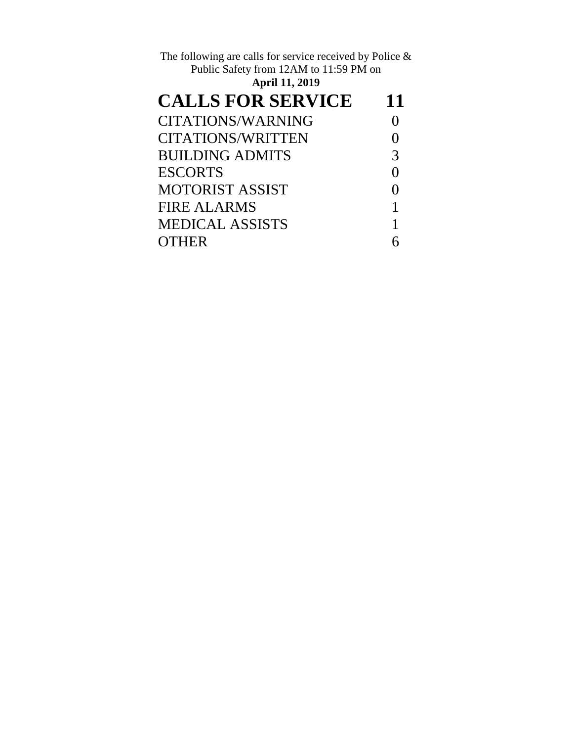The following are calls for service received by Police & Public Safety from 12AM to 11:59 PM on

**April 11, 2019**

| | |
|---|---|
| **CALLS FOR SERVICE** | **11** |
| CITATIONS/WARNING | 0 |
| CITATIONS/WRITTEN | 0 |
| BUILDING ADMITS | 3 |
| ESCORTS | 0 |
| MOTORIST ASSIST | 0 |
| FIRE ALARMS | 1 |
| MEDICAL ASSISTS | 1 |
| OTHER | 6 |